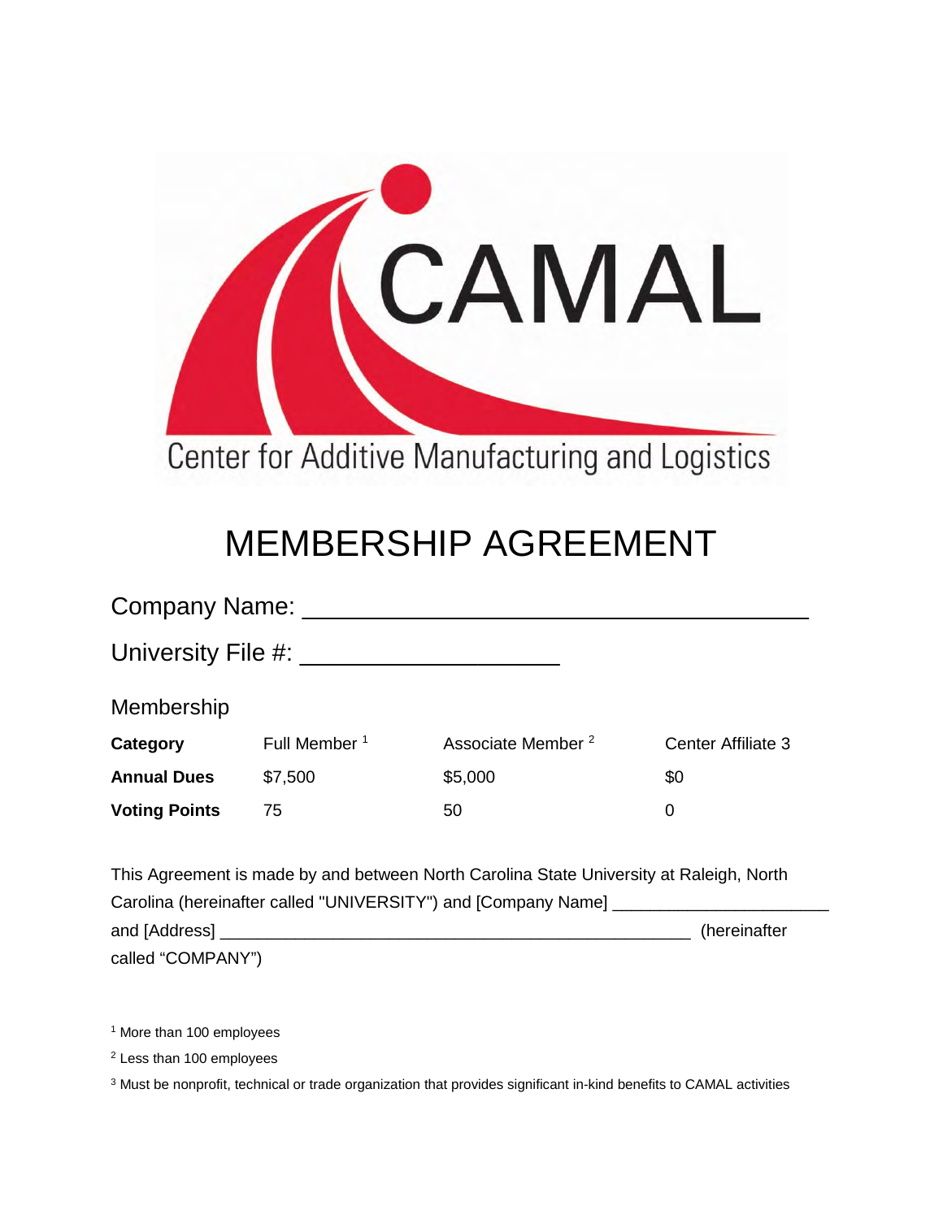CAMAL

Center for Additive Manufacturing and Logistics

# MEMBERSHIP AGREEMENT

Company Name: ____________________________________

University File #: ___________________

Membership

| **Category** | Full Member [1] | Associate Member [2] | Center Affiliate 3 |
|---|---|---|---|
| **Annual Dues** | $7,500 | $5,000 | $0 |
| **Voting Points** | 75 | 50 | 0 |

This Agreement is made by and between North Carolina State University at Raleigh, North Carolina (hereinafter called "UNIVERSITY") and [Company Name] ______________________ and [Address] ________________________________________________ (hereinafter called "COMPANY")

[1] More than 100 employees

[2] Less than 100 employees

[3] Must be nonprofit, technical or trade organization that provides significant in-kind benefits to CAMAL activities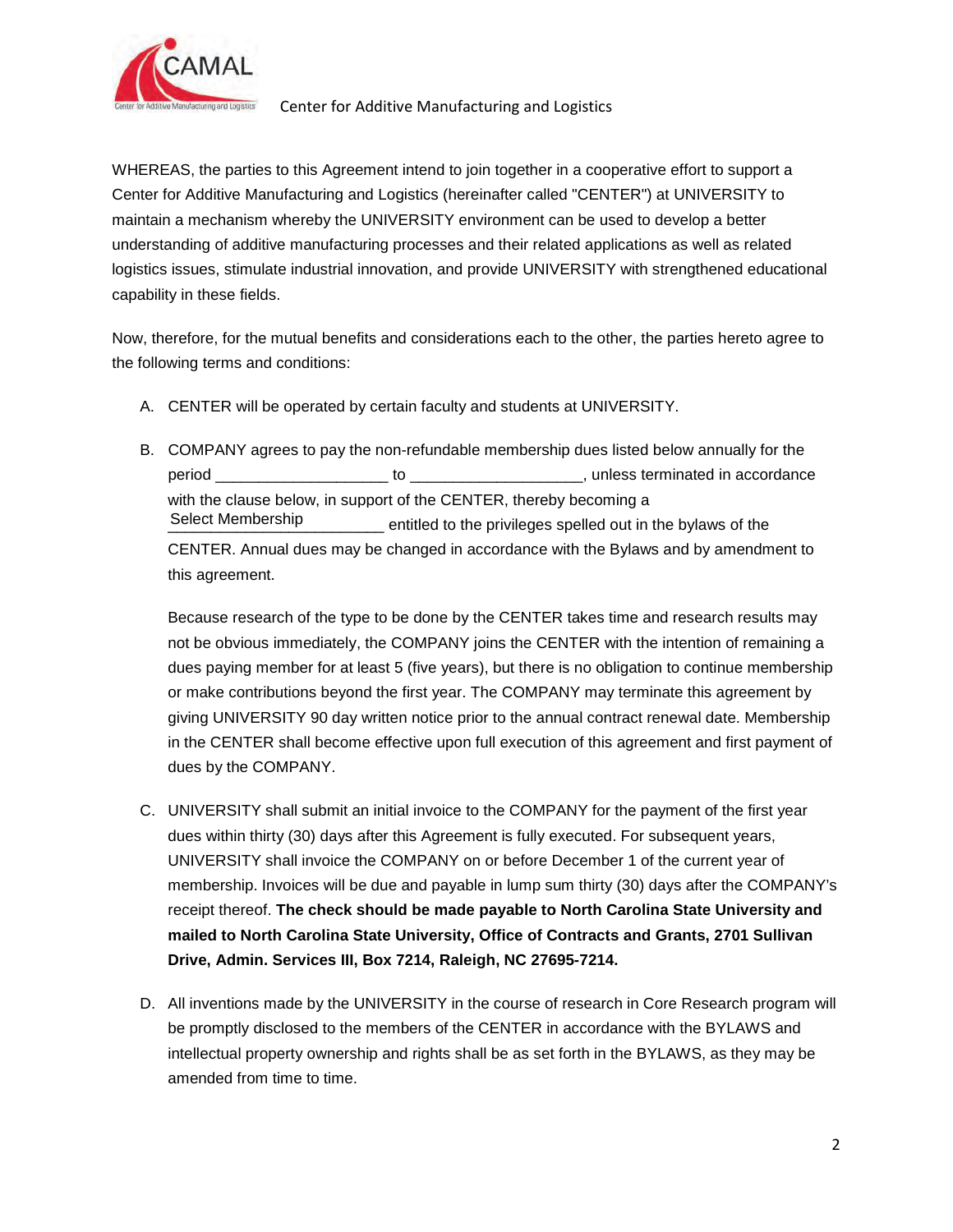WHEREAS, the parties to this Agreement intend to join together in a cooperative effort to support a Center for Additive Manufacturing and Logistics (hereinafter called "CENTER") at UNIVERSITY to maintain a mechanism whereby the UNIVERSITY environment can be used to develop a better understanding of additive manufacturing processes and their related applications as well as related logistics issues, stimulate industrial innovation, and provide UNIVERSITY with strengthened educational capability in these fields.

Now, therefore, for the mutual benefits and considerations each to the other, the parties hereto agree to the following terms and conditions:

A. CENTER will be operated by certain faculty and students at UNIVERSITY.

B. COMPANY agrees to pay the non-refundable membership dues listed below annually for the period ____________________ to ____________________, unless terminated in accordance with the clause below, in support of the CENTER, thereby becoming a Select Membership__________ entitled to the privileges spelled out in the bylaws of the CENTER. Annual dues may be changed in accordance with the Bylaws and by amendment to this agreement.

   Because research of the type to be done by the CENTER takes time and research results may not be obvious immediately, the COMPANY joins the CENTER with the intention of remaining a dues paying member for at least 5 (five years), but there is no obligation to continue membership or make contributions beyond the first year. The COMPANY may terminate this agreement by giving UNIVERSITY 90 day written notice prior to the annual contract renewal date. Membership in the CENTER shall become effective upon full execution of this agreement and first payment of dues by the COMPANY.

C. UNIVERSITY shall submit an initial invoice to the COMPANY for the payment of the first year dues within thirty (30) days after this Agreement is fully executed. For subsequent years, UNIVERSITY shall invoice the COMPANY on or before December 1 of the current year of membership. Invoices will be due and payable in lump sum thirty (30) days after the COMPANY's receipt thereof. **The check should be made payable to North Carolina State University and mailed to North Carolina State University, Office of Contracts and Grants, 2701 Sullivan Drive, Admin. Services III, Box 7214, Raleigh, NC 27695-7214.**

D. All inventions made by the UNIVERSITY in the course of research in Core Research program will be promptly disclosed to the members of the CENTER in accordance with the BYLAWS and intellectual property ownership and rights shall be as set forth in the BYLAWS, as they may be amended from time to time.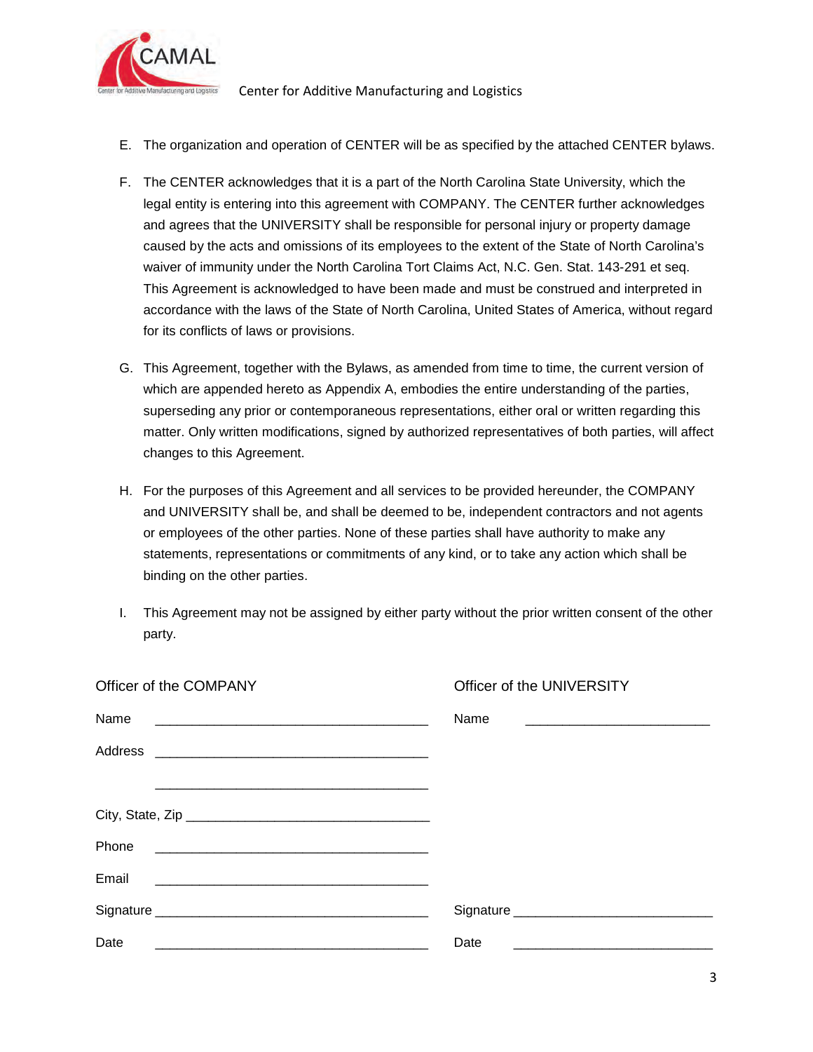E. The organization and operation of CENTER will be as specified by the attached CENTER bylaws.

F. The CENTER acknowledges that it is a part of the North Carolina State University, which the legal entity is entering into this agreement with COMPANY. The CENTER further acknowledges and agrees that the UNIVERSITY shall be responsible for personal injury or property damage caused by the acts and omissions of its employees to the extent of the State of North Carolina's waiver of immunity under the North Carolina Tort Claims Act, N.C. Gen. Stat. 143-291 et seq. This Agreement is acknowledged to have been made and must be construed and interpreted in accordance with the laws of the State of North Carolina, United States of America, without regard for its conflicts of laws or provisions.

G. This Agreement, together with the Bylaws, as amended from time to time, the current version of which are appended hereto as Appendix A, embodies the entire understanding of the parties, superseding any prior or contemporaneous representations, either oral or written regarding this matter. Only written modifications, signed by authorized representatives of both parties, will affect changes to this Agreement.

H. For the purposes of this Agreement and all services to be provided hereunder, the COMPANY and UNIVERSITY shall be, and shall be deemed to be, independent contractors and not agents or employees of the other parties. None of these parties shall have authority to make any statements, representations or commitments of any kind, or to take any action which shall be binding on the other parties.

I. This Agreement may not be assigned by either party without the prior written consent of the other party.

Officer of the COMPANY

Name ____________________________________

Address ____________________________________

____________________________________

City, State, Zip ______________________________

Phone ____________________________________

Email ____________________________________

Signature ____________________________________

Date ____________________________________

Officer of the UNIVERSITY

Name ________________________

Signature ___________________________

Date ___________________________